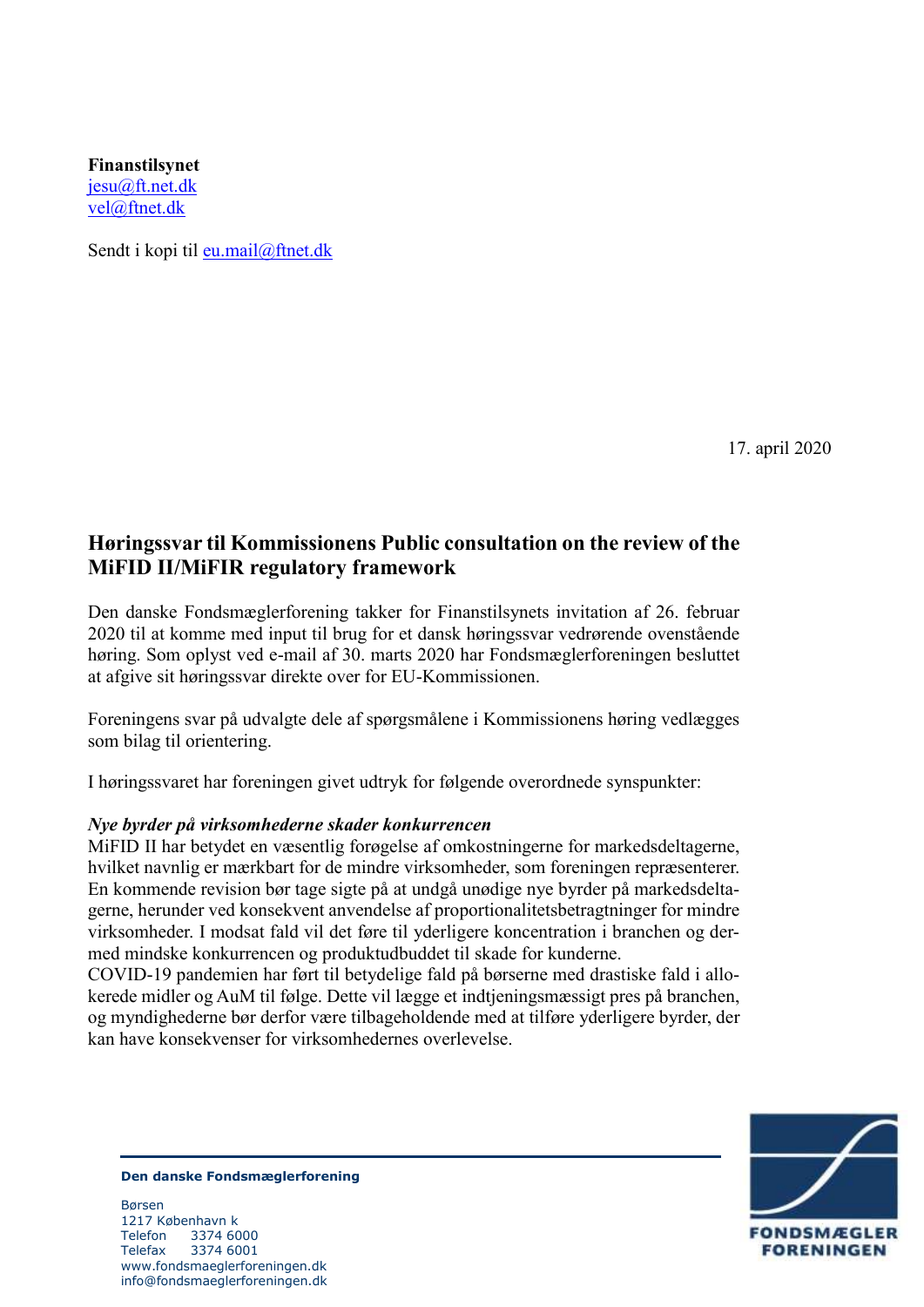**Finanstilsynet**
jesu@ft.net.dk
vel@ftnet.dk

Sendt i kopi til eu.mail@ftnet.dk

17. april 2020

## Høringssvar til Kommissionens Public consultation on the review of the MiFID II/MiFIR regulatory framework

Den danske Fondsmæglerforening takker for Finanstilsynets invitation af 26. februar 2020 til at komme med input til brug for et dansk høringssvar vedrørende ovenstående høring. Som oplyst ved e-mail af 30. marts 2020 har Fondsmæglerforeningen besluttet at afgive sit høringssvar direkte over for EU-Kommissionen.

Foreningens svar på udvalgte dele af spørgsmålene i Kommissionens høring vedlægges som bilag til orientering.

I høringssvaret har foreningen givet udtryk for følgende overordnede synspunkter:

***Nye byrder på virksomhederne skader konkurrencen***
MiFID II har betydet en væsentlig forøgelse af omkostningerne for markedsdeltagerne, hvilket navnlig er mærkbart for de mindre virksomheder, som foreningen repræsenterer. En kommende revision bør tage sigte på at undgå unødige nye byrder på markedsdeltagerne, herunder ved konsekvent anvendelse af proportionalitetsbetragtninger for mindre virksomheder. I modsat fald vil det føre til yderligere koncentration i branchen og dermed mindske konkurrencen og produktudbuddet til skade for kunderne.
COVID-19 pandemien har ført til betydelige fald på børserne med drastiske fald i allokerede midler og AuM til følge. Dette vil lægge et indtjeningsmæssigt pres på branchen, og myndighederne bør derfor være tilbageholdende med at tilføre yderligere byrder, der kan have konsekvenser for virksomhedernes overlevelse.

**Den danske Fondsmæglerforening**

Børsen
1217 København k
Telefon 3374 6000
Telefax 3374 6001
www.fondsmaeglerforeningen.dk
info@fondsmaeglerforeningen.dk

FONDSMÆGLER FORENINGEN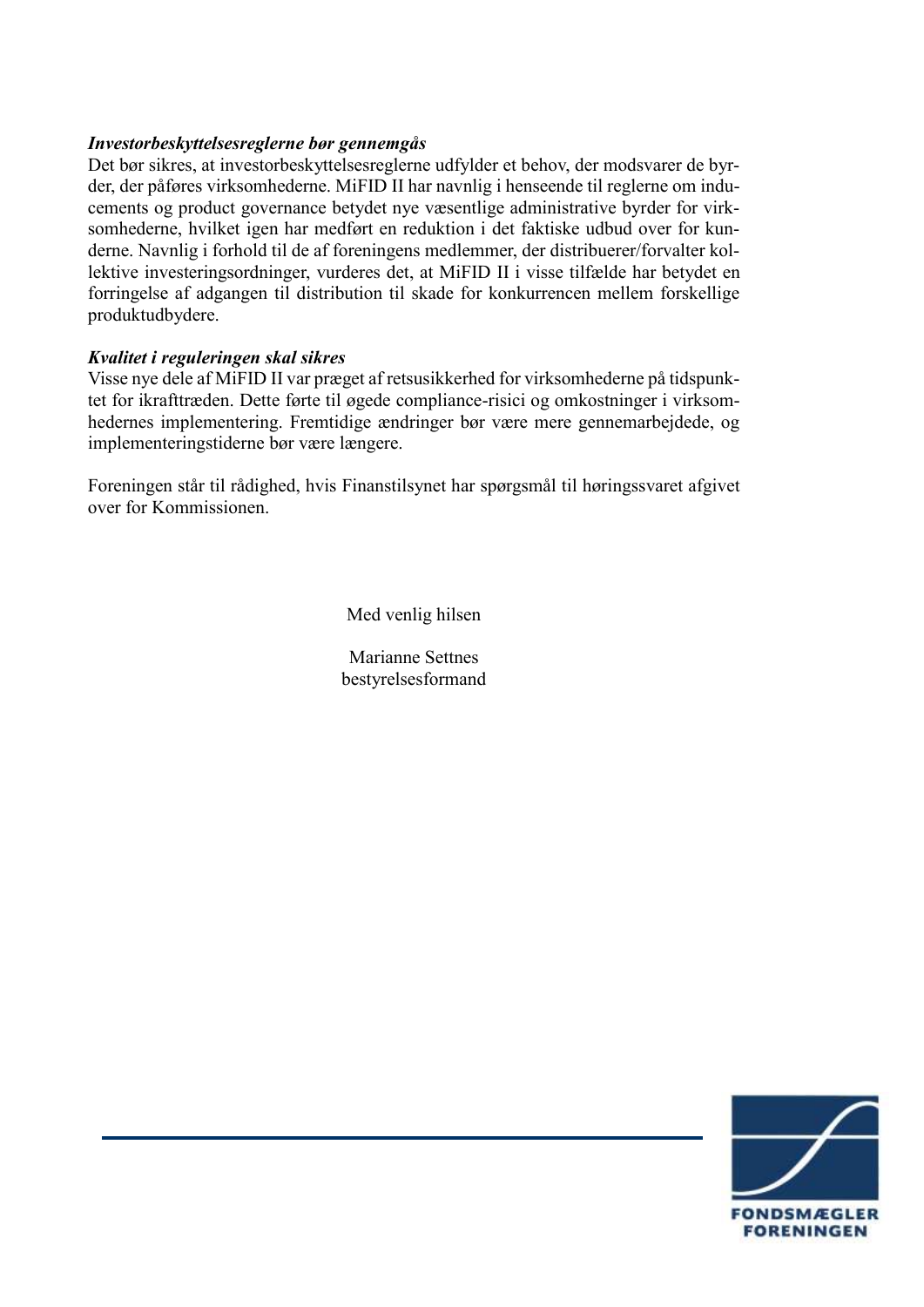***Investorbeskyttelsesreglerne bør gennemgås***

Det bør sikres, at investorbeskyttelsesreglerne udfylder et behov, der modsvarer de byrder, der påføres virksomhederne. MiFID II har navnlig i henseende til reglerne om inducements og product governance betydet nye væsentlige administrative byrder for virksomhederne, hvilket igen har medført en reduktion i det faktiske udbud over for kunderne. Navnlig i forhold til de af foreningens medlemmer, der distribuerer/forvalter kollektive investeringsordninger, vurderes det, at MiFID II i visse tilfælde har betydet en forringelse af adgangen til distribution til skade for konkurrencen mellem forskellige produktudbydere.

***Kvalitet i reguleringen skal sikres***

Visse nye dele af MiFID II var præget af retsusikkerhed for virksomhederne på tidspunktet for ikrafttræden. Dette førte til øgede compliance-risici og omkostninger i virksomhedernes implementering. Fremtidige ændringer bør være mere gennemarbejdede, og implementeringstiderne bør være længere.

Foreningen står til rådighed, hvis Finanstilsynet har spørgsmål til høringssvaret afgivet over for Kommissionen.

Med venlig hilsen

Marianne Settnes
bestyrelsesformand

FONDSMÆGLER FORENINGEN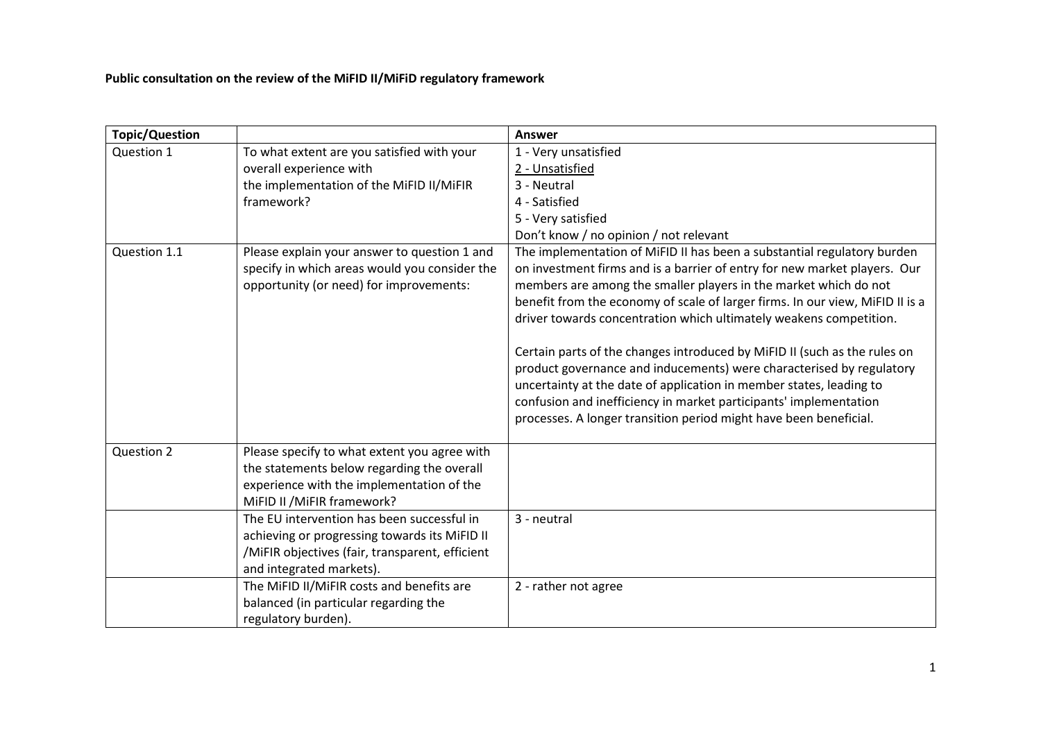**Public consultation on the review of the MiFID II/MiFiD regulatory framework**

| Topic/Question | | Answer |
|---|---|---|
| Question 1 | To what extent are you satisfied with your overall experience with the implementation of the MiFID II/MiFIR framework? | 1 - Very unsatisfied<br>2 - Unsatisfied<br>3 - Neutral<br>4 - Satisfied<br>5 - Very satisfied<br>Don't know / no opinion / not relevant |
| Question 1.1 | Please explain your answer to question 1 and specify in which areas would you consider the opportunity (or need) for improvements: | The implementation of MiFID II has been a substantial regulatory burden on investment firms and is a barrier of entry for new market players. Our members are among the smaller players in the market which do not benefit from the economy of scale of larger firms. In our view, MiFID II is a driver towards concentration which ultimately weakens competition.<br><br>Certain parts of the changes introduced by MiFID II (such as the rules on product governance and inducements) were characterised by regulatory uncertainty at the date of application in member states, leading to confusion and inefficiency in market participants' implementation processes. A longer transition period might have been beneficial. |
| Question 2 | Please specify to what extent you agree with the statements below regarding the overall experience with the implementation of the MiFID II /MiFIR framework? | |
| | The EU intervention has been successful in achieving or progressing towards its MiFID II /MiFIR objectives (fair, transparent, efficient and integrated markets). | 3 - neutral |
| | The MiFID II/MiFIR costs and benefits are balanced (in particular regarding the regulatory burden). | 2 - rather not agree |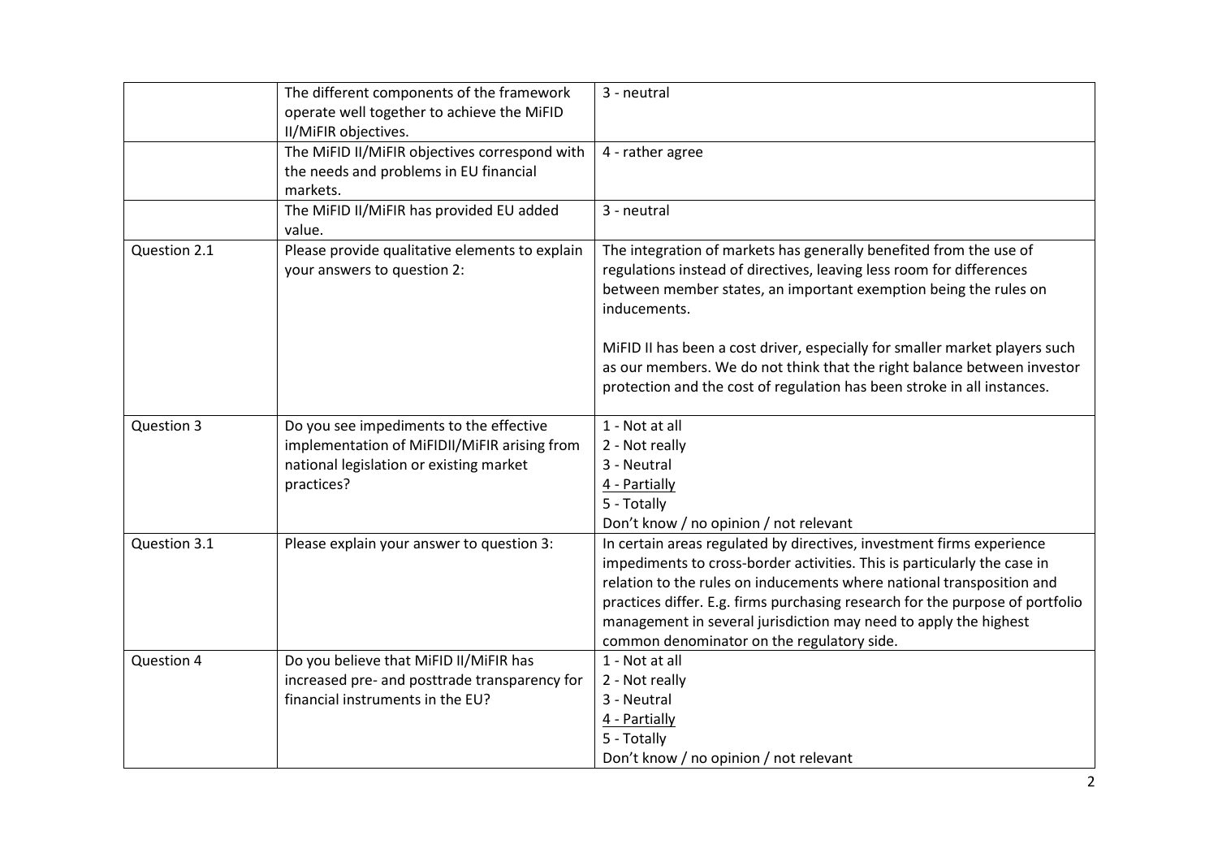| | | |
|---|---|---|
| | The different components of the framework operate well together to achieve the MiFID II/MiFIR objectives. | 3 - neutral |
| | The MiFID II/MiFIR objectives correspond with the needs and problems in EU financial markets. | 4 - rather agree |
| | The MiFID II/MiFIR has provided EU added value. | 3 - neutral |
| Question 2.1 | Please provide qualitative elements to explain your answers to question 2: | The integration of markets has generally benefited from the use of regulations instead of directives, leaving less room for differences between member states, an important exemption being the rules on inducements.<br><br>MiFID II has been a cost driver, especially for smaller market players such as our members. We do not think that the right balance between investor protection and the cost of regulation has been stroke in all instances. |
| Question 3 | Do you see impediments to the effective implementation of MiFIDII/MiFIR arising from national legislation or existing market practices? | 1 - Not at all<br>2 - Not really<br>3 - Neutral<br><u>4 - Partially</u><br>5 - Totally<br>Don't know / no opinion / not relevant |
| Question 3.1 | Please explain your answer to question 3: | In certain areas regulated by directives, investment firms experience impediments to cross-border activities. This is particularly the case in relation to the rules on inducements where national transposition and practices differ. E.g. firms purchasing research for the purpose of portfolio management in several jurisdiction may need to apply the highest common denominator on the regulatory side. |
| Question 4 | Do you believe that MiFID II/MiFIR has increased pre- and posttrade transparency for financial instruments in the EU? | 1 - Not at all<br>2 - Not really<br>3 - Neutral<br><u>4 - Partially</u><br>5 - Totally<br>Don't know / no opinion / not relevant |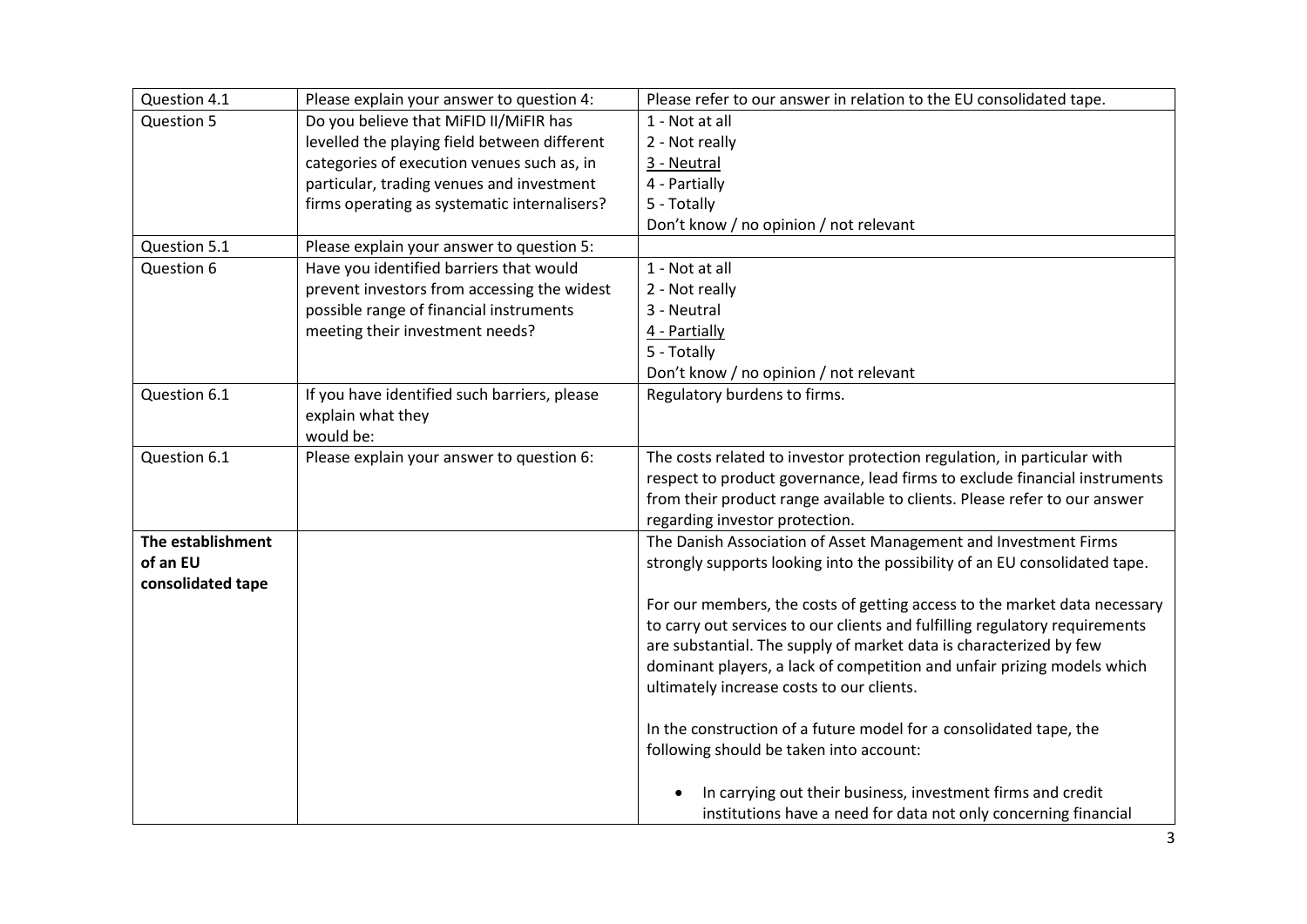| Question 4.1 | Please explain your answer to question 4: | Please refer to our answer in relation to the EU consolidated tape. |
|---|---|---|
| Question 5 | Do you believe that MiFID II/MiFIR has levelled the playing field between different categories of execution venues such as, in particular, trading venues and investment firms operating as systematic internalisers? | 1 - Not at all<br>2 - Not really<br><u>3 - Neutral</u><br>4 - Partially<br>5 - Totally<br>Don't know / no opinion / not relevant |
| Question 5.1 | Please explain your answer to question 5: | |
| Question 6 | Have you identified barriers that would prevent investors from accessing the widest possible range of financial instruments meeting their investment needs? | 1 - Not at all<br>2 - Not really<br>3 - Neutral<br><u>4 - Partially</u><br>5 - Totally<br>Don't know / no opinion / not relevant |
| Question 6.1 | If you have identified such barriers, please explain what they would be: | Regulatory burdens to firms. |
| Question 6.1 | Please explain your answer to question 6: | The costs related to investor protection regulation, in particular with respect to product governance, lead firms to exclude financial instruments from their product range available to clients. Please refer to our answer regarding investor protection. |
| **The establishment of an EU consolidated tape** | | The Danish Association of Asset Management and Investment Firms strongly supports looking into the possibility of an EU consolidated tape.<br><br>For our members, the costs of getting access to the market data necessary to carry out services to our clients and fulfilling regulatory requirements are substantial. The supply of market data is characterized by few dominant players, a lack of competition and unfair prizing models which ultimately increase costs to our clients.<br><br>In the construction of a future model for a consolidated tape, the following should be taken into account:<br><br>• In carrying out their business, investment firms and credit institutions have a need for data not only concerning financial |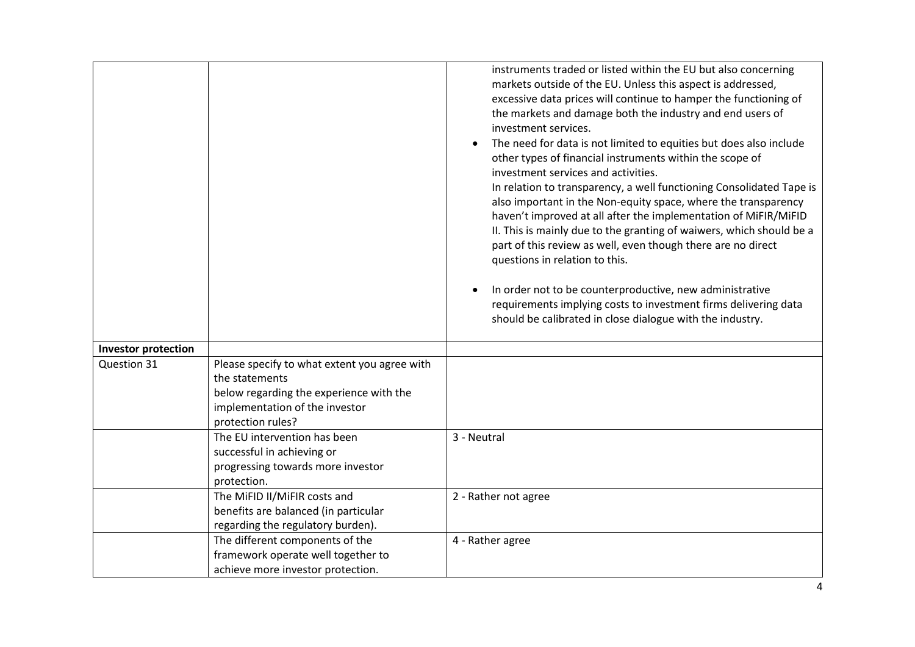| | | |
|---|---|---|
| | | instruments traded or listed within the EU but also concerning markets outside of the EU. Unless this aspect is addressed, excessive data prices will continue to hamper the functioning of the markets and damage both the industry and end users of investment services.<br>• The need for data is not limited to equities but does also include other types of financial instruments within the scope of investment services and activities.<br>In relation to transparency, a well functioning Consolidated Tape is also important in the Non-equity space, where the transparency haven't improved at all after the implementation of MiFIR/MiFID II. This is mainly due to the granting of waiwers, which should be a part of this review as well, even though there are no direct questions in relation to this.<br><br>• In order not to be counterproductive, new administrative requirements implying costs to investment firms delivering data should be calibrated in close dialogue with the industry. |
| **Investor protection** | | |
| Question 31 | Please specify to what extent you agree with the statements below regarding the experience with the implementation of the investor protection rules? | |
| | The EU intervention has been successful in achieving or progressing towards more investor protection. | 3 - Neutral |
| | The MiFID II/MiFIR costs and benefits are balanced (in particular regarding the regulatory burden). | 2 - Rather not agree |
| | The different components of the framework operate well together to achieve more investor protection. | 4 - Rather agree |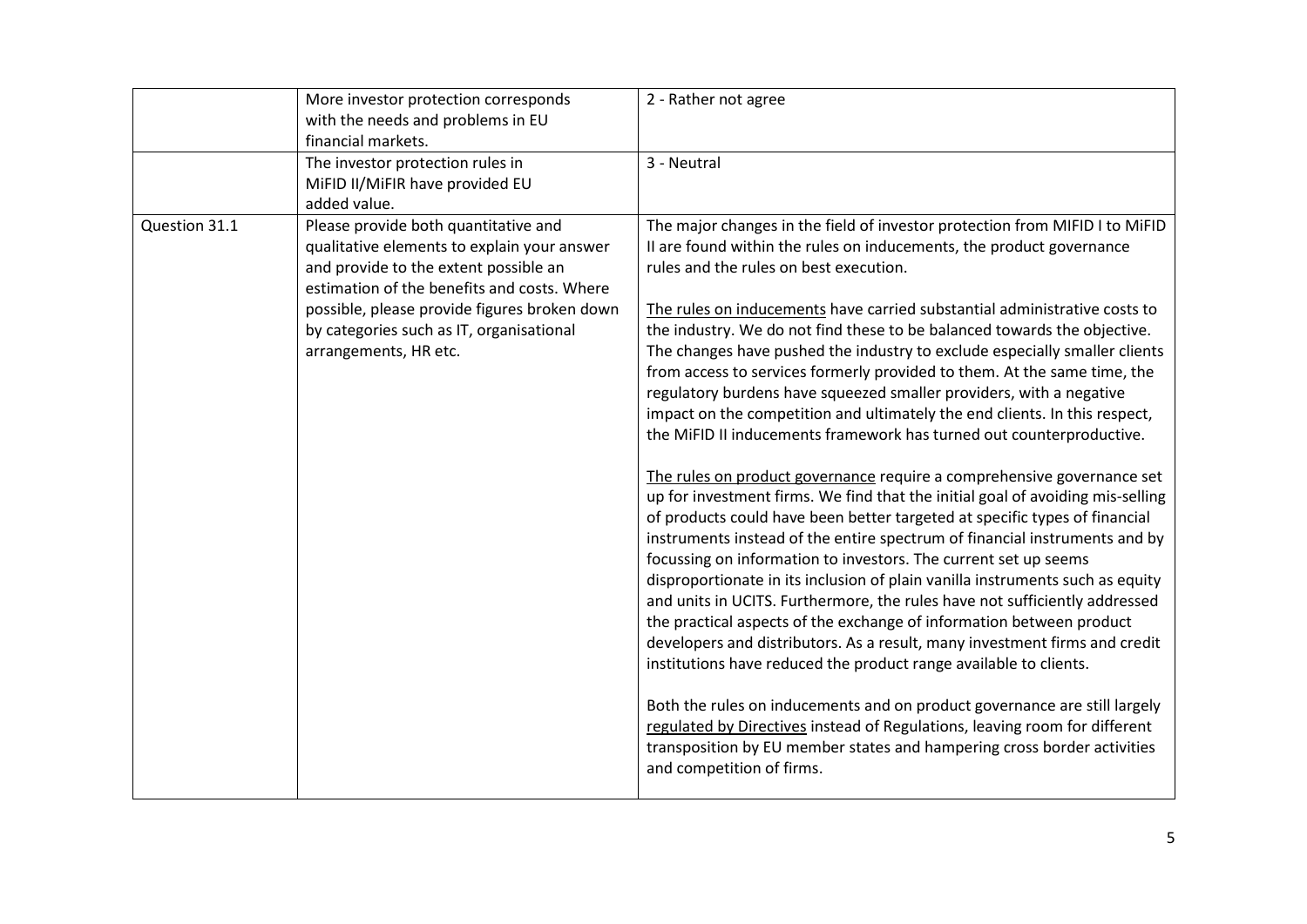| | | |
|---|---|---|
| | More investor protection corresponds with the needs and problems in EU financial markets. | 2 - Rather not agree |
| | The investor protection rules in MiFID II/MiFIR have provided EU added value. | 3 - Neutral |
| Question 31.1 | Please provide both quantitative and qualitative elements to explain your answer and provide to the extent possible an estimation of the benefits and costs. Where possible, please provide figures broken down by categories such as IT, organisational arrangements, HR etc. | The major changes in the field of investor protection from MIFID I to MiFID II are found within the rules on inducements, the product governance rules and the rules on best execution.<br><br><u>The rules on inducements</u> have carried substantial administrative costs to the industry. We do not find these to be balanced towards the objective. The changes have pushed the industry to exclude especially smaller clients from access to services formerly provided to them. At the same time, the regulatory burdens have squeezed smaller providers, with a negative impact on the competition and ultimately the end clients. In this respect, the MiFID II inducements framework has turned out counterproductive.<br><br><u>The rules on product governance</u> require a comprehensive governance set up for investment firms. We find that the initial goal of avoiding mis-selling of products could have been better targeted at specific types of financial instruments instead of the entire spectrum of financial instruments and by focussing on information to investors. The current set up seems disproportionate in its inclusion of plain vanilla instruments such as equity and units in UCITS. Furthermore, the rules have not sufficiently addressed the practical aspects of the exchange of information between product developers and distributors. As a result, many investment firms and credit institutions have reduced the product range available to clients.<br><br>Both the rules on inducements and on product governance are still largely <u>regulated by Directives</u> instead of Regulations, leaving room for different transposition by EU member states and hampering cross border activities and competition of firms. |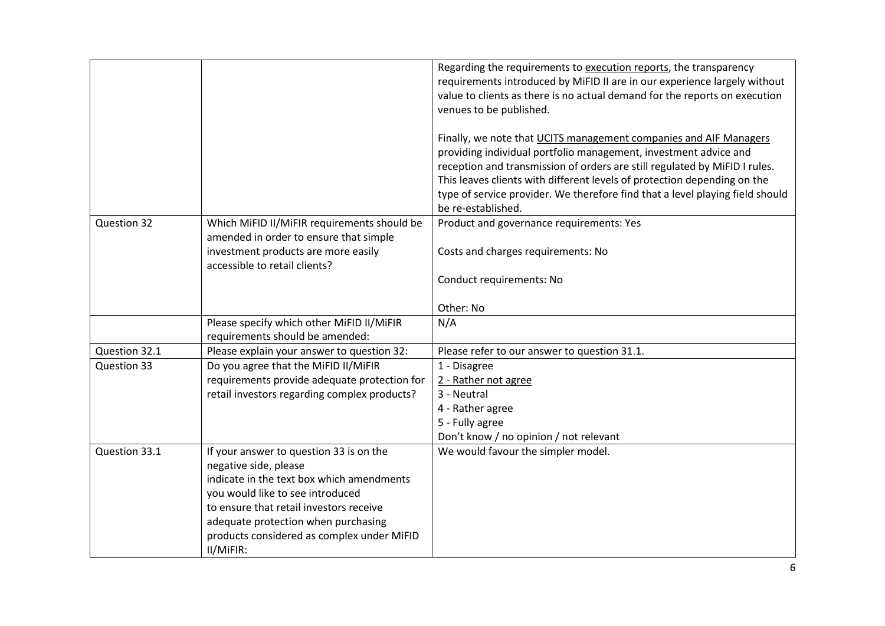| | | |
|---|---|---|
| | | Regarding the requirements to execution reports, the transparency requirements introduced by MiFID II are in our experience largely without value to clients as there is no actual demand for the reports on execution venues to be published.<br><br>Finally, we note that UCITS management companies and AIF Managers providing individual portfolio management, investment advice and reception and transmission of orders are still regulated by MiFID I rules. This leaves clients with different levels of protection depending on the type of service provider. We therefore find that a level playing field should be re-established. |
| Question 32 | Which MiFID II/MiFIR requirements should be amended in order to ensure that simple investment products are more easily accessible to retail clients? | Product and governance requirements: Yes<br><br>Costs and charges requirements: No<br><br>Conduct requirements: No<br><br>Other: No |
| | Please specify which other MiFID II/MiFIR requirements should be amended: | N/A |
| Question 32.1 | Please explain your answer to question 32: | Please refer to our answer to question 31.1. |
| Question 33 | Do you agree that the MiFID II/MiFIR requirements provide adequate protection for retail investors regarding complex products? | 1 - Disagree<br>2 - Rather not agree<br>3 - Neutral<br>4 - Rather agree<br>5 - Fully agree<br>Don't know / no opinion / not relevant |
| Question 33.1 | If your answer to question 33 is on the negative side, please indicate in the text box which amendments you would like to see introduced to ensure that retail investors receive adequate protection when purchasing products considered as complex under MiFID II/MiFIR: | We would favour the simpler model. |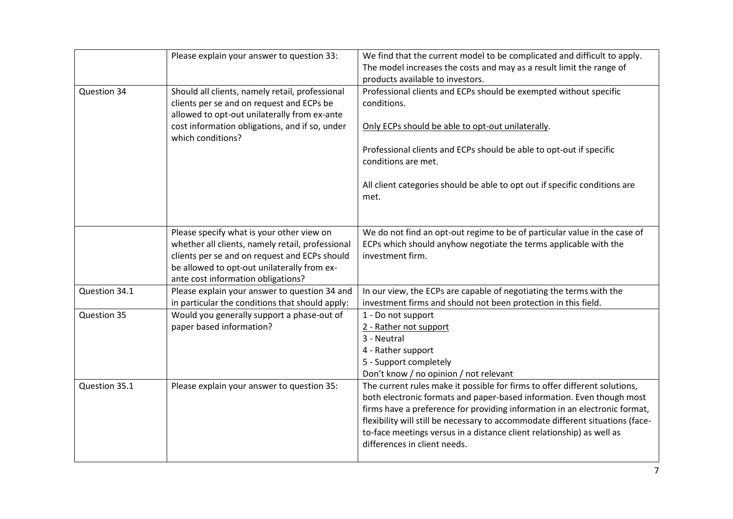|  |  |  |
|---|---|---|
|  | Please explain your answer to question 33: | We find that the current model to be complicated and difficult to apply. The model increases the costs and may as a result limit the range of products available to investors. |
| Question 34 | Should all clients, namely retail, professional clients per se and on request and ECPs be allowed to opt-out unilaterally from ex-ante cost information obligations, and if so, under which conditions? | Professional clients and ECPs should be exempted without specific conditions.<br><br><u>Only ECPs should be able to opt-out unilaterally</u>.<br><br>Professional clients and ECPs should be able to opt-out if specific conditions are met.<br><br>All client categories should be able to opt out if specific conditions are met. |
|  | Please specify what is your other view on whether all clients, namely retail, professional clients per se and on request and ECPs should be allowed to opt-out unilaterally from ex-ante cost information obligations? | We do not find an opt-out regime to be of particular value in the case of ECPs which should anyhow negotiate the terms applicable with the investment firm. |
| Question 34.1 | Please explain your answer to question 34 and in particular the conditions that should apply: | In our view, the ECPs are capable of negotiating the terms with the investment firms and should not been protection in this field. |
| Question 35 | Would you generally support a phase-out of paper based information? | 1 - Do not support<br><u>2 - Rather not support</u><br>3 - Neutral<br>4 - Rather support<br>5 - Support completely<br>Don't know / no opinion / not relevant |
| Question 35.1 | Please explain your answer to question 35: | The current rules make it possible for firms to offer different solutions, both electronic formats and paper-based information. Even though most firms have a preference for providing information in an electronic format, flexibility will still be necessary to accommodate different situations (face-to-face meetings versus in a distance client relationship) as well as differences in client needs. |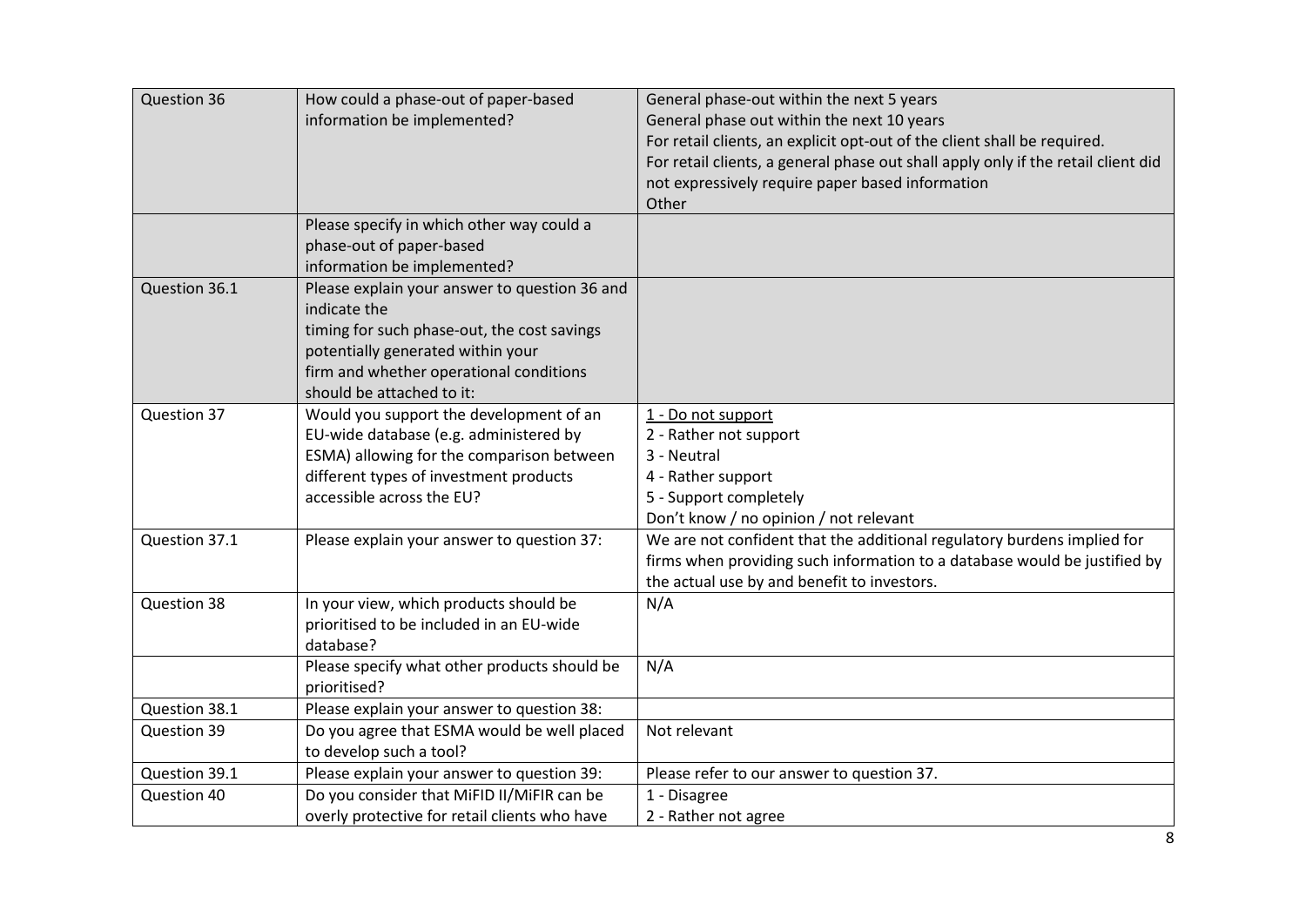| | | |
|---|---|---|
| Question 36 | How could a phase-out of paper-based information be implemented? | General phase-out within the next 5 years<br>General phase out within the next 10 years<br>For retail clients, an explicit opt-out of the client shall be required.<br>For retail clients, a general phase out shall apply only if the retail client did not expressively require paper based information<br>Other |
| | Please specify in which other way could a phase-out of paper-based information be implemented? | |
| Question 36.1 | Please explain your answer to question 36 and indicate the timing for such phase-out, the cost savings potentially generated within your firm and whether operational conditions should be attached to it: | |
| Question 37 | Would you support the development of an EU-wide database (e.g. administered by ESMA) allowing for the comparison between different types of investment products accessible across the EU? | <u>1 - Do not support</u><br>2 - Rather not support<br>3 - Neutral<br>4 - Rather support<br>5 - Support completely<br>Don't know / no opinion / not relevant |
| Question 37.1 | Please explain your answer to question 37: | We are not confident that the additional regulatory burdens implied for firms when providing such information to a database would be justified by the actual use by and benefit to investors. |
| Question 38 | In your view, which products should be prioritised to be included in an EU-wide database? | N/A |
| | Please specify what other products should be prioritised? | N/A |
| Question 38.1 | Please explain your answer to question 38: | |
| Question 39 | Do you agree that ESMA would be well placed to develop such a tool? | Not relevant |
| Question 39.1 | Please explain your answer to question 39: | Please refer to our answer to question 37. |
| Question 40 | Do you consider that MiFID II/MiFIR can be overly protective for retail clients who have | 1 - Disagree<br>2 - Rather not agree |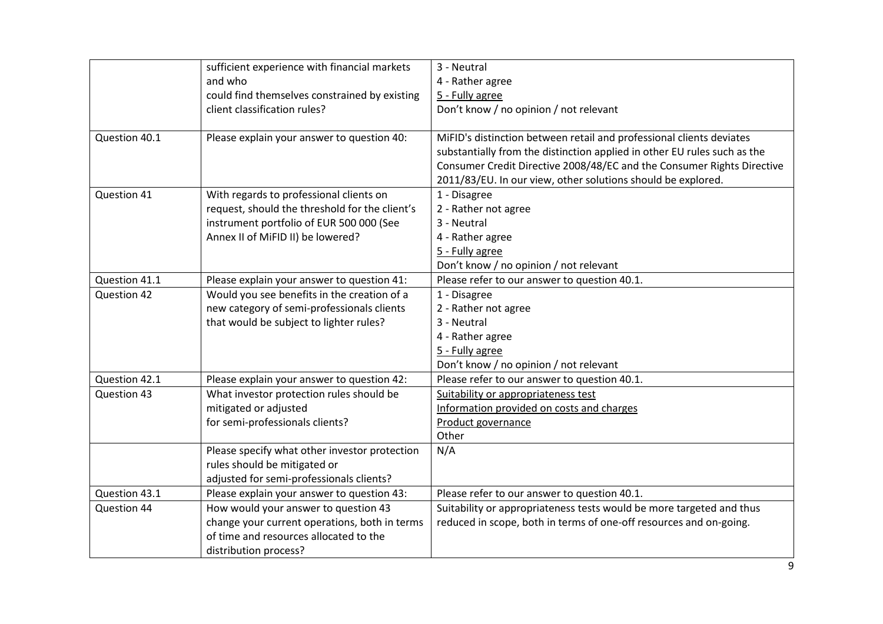| | | |
|---|---|---|
| | sufficient experience with financial markets and who could find themselves constrained by existing client classification rules? | 3 - Neutral<br>4 - Rather agree<br><u>5 - Fully agree</u><br>Don't know / no opinion / not relevant |
| Question 40.1 | Please explain your answer to question 40: | MiFID's distinction between retail and professional clients deviates substantially from the distinction applied in other EU rules such as the Consumer Credit Directive 2008/48/EC and the Consumer Rights Directive 2011/83/EU. In our view, other solutions should be explored. |
| Question 41 | With regards to professional clients on request, should the threshold for the client's instrument portfolio of EUR 500 000 (See Annex II of MiFID II) be lowered? | 1 - Disagree<br>2 - Rather not agree<br>3 - Neutral<br>4 - Rather agree<br><u>5 - Fully agree</u><br>Don't know / no opinion / not relevant |
| Question 41.1 | Please explain your answer to question 41: | Please refer to our answer to question 40.1. |
| Question 42 | Would you see benefits in the creation of a new category of semi-professionals clients that would be subject to lighter rules? | 1 - Disagree<br>2 - Rather not agree<br>3 - Neutral<br>4 - Rather agree<br><u>5 - Fully agree</u><br>Don't know / no opinion / not relevant |
| Question 42.1 | Please explain your answer to question 42: | Please refer to our answer to question 40.1. |
| Question 43 | What investor protection rules should be mitigated or adjusted for semi-professionals clients? | <u>Suitability or appropriateness test</u><br><u>Information provided on costs and charges</u><br><u>Product governance</u><br>Other |
| | Please specify what other investor protection rules should be mitigated or adjusted for semi-professionals clients? | N/A |
| Question 43.1 | Please explain your answer to question 43: | Please refer to our answer to question 40.1. |
| Question 44 | How would your answer to question 43 change your current operations, both in terms of time and resources allocated to the distribution process? | Suitability or appropriateness tests would be more targeted and thus reduced in scope, both in terms of one-off resources and on-going. |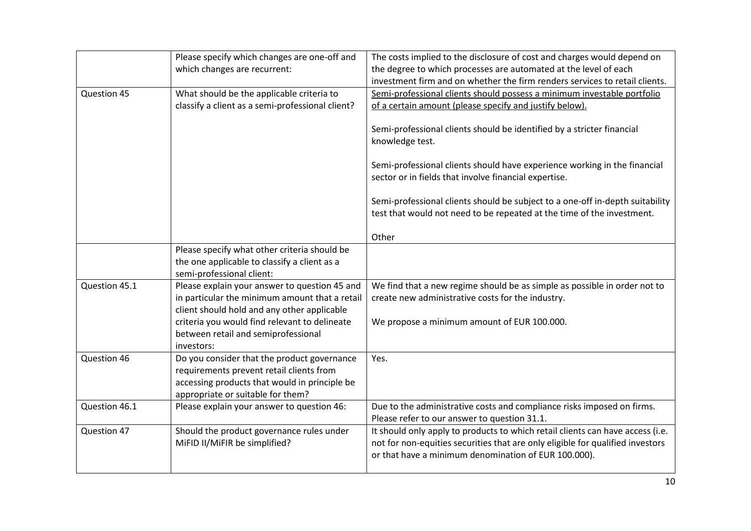| | | |
|---|---|---|
| | Please specify which changes are one-off and which changes are recurrent: | The costs implied to the disclosure of cost and charges would depend on the degree to which processes are automated at the level of each investment firm and on whether the firm renders services to retail clients. |
| Question 45 | What should be the applicable criteria to classify a client as a semi-professional client? | <u>Semi-professional clients should possess a minimum investable portfolio of a certain amount (please specify and justify below).</u><br><br>Semi-professional clients should be identified by a stricter financial knowledge test.<br><br>Semi-professional clients should have experience working in the financial sector or in fields that involve financial expertise.<br><br>Semi-professional clients should be subject to a one-off in-depth suitability test that would not need to be repeated at the time of the investment.<br><br>Other |
| | Please specify what other criteria should be the one applicable to classify a client as a semi-professional client: | |
| Question 45.1 | Please explain your answer to question 45 and in particular the minimum amount that a retail client should hold and any other applicable criteria you would find relevant to delineate between retail and semiprofessional investors: | We find that a new regime should be as simple as possible in order not to create new administrative costs for the industry.<br><br>We propose a minimum amount of EUR 100.000. |
| Question 46 | Do you consider that the product governance requirements prevent retail clients from accessing products that would in principle be appropriate or suitable for them? | Yes. |
| Question 46.1 | Please explain your answer to question 46: | Due to the administrative costs and compliance risks imposed on firms. Please refer to our answer to question 31.1. |
| Question 47 | Should the product governance rules under MiFID II/MiFIR be simplified? | It should only apply to products to which retail clients can have access (i.e. not for non-equities securities that are only eligible for qualified investors or that have a minimum denomination of EUR 100.000). |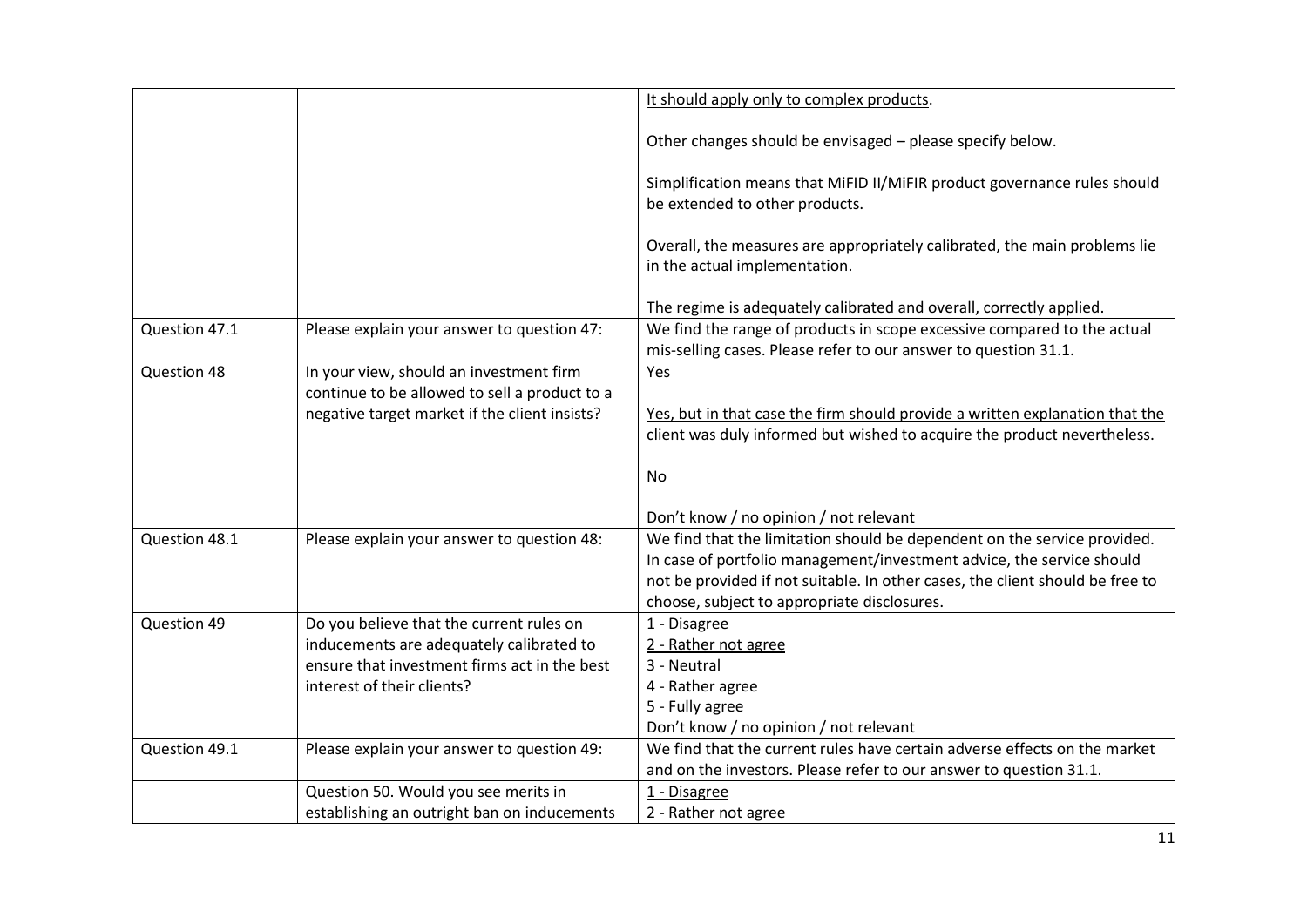| | | |
|---|---|---|
| | | <u>It should apply only to complex products</u>.<br><br>Other changes should be envisaged – please specify below.<br><br>Simplification means that MiFID II/MiFIR product governance rules should be extended to other products.<br><br>Overall, the measures are appropriately calibrated, the main problems lie in the actual implementation.<br><br>The regime is adequately calibrated and overall, correctly applied. |
| Question 47.1 | Please explain your answer to question 47: | We find the range of products in scope excessive compared to the actual mis-selling cases. Please refer to our answer to question 31.1. |
| Question 48 | In your view, should an investment firm continue to be allowed to sell a product to a negative target market if the client insists? | Yes<br><br><u>Yes, but in that case the firm should provide a written explanation that the client was duly informed but wished to acquire the product nevertheless.</u><br><br>No<br><br>Don't know / no opinion / not relevant |
| Question 48.1 | Please explain your answer to question 48: | We find that the limitation should be dependent on the service provided. In case of portfolio management/investment advice, the service should not be provided if not suitable. In other cases, the client should be free to choose, subject to appropriate disclosures. |
| Question 49 | Do you believe that the current rules on inducements are adequately calibrated to ensure that investment firms act in the best interest of their clients? | 1 - Disagree<br><u>2 - Rather not agree</u><br>3 - Neutral<br>4 - Rather agree<br>5 - Fully agree<br>Don't know / no opinion / not relevant |
| Question 49.1 | Please explain your answer to question 49: | We find that the current rules have certain adverse effects on the market and on the investors. Please refer to our answer to question 31.1. |
| | Question 50. Would you see merits in establishing an outright ban on inducements | <u>1 - Disagree</u><br>2 - Rather not agree |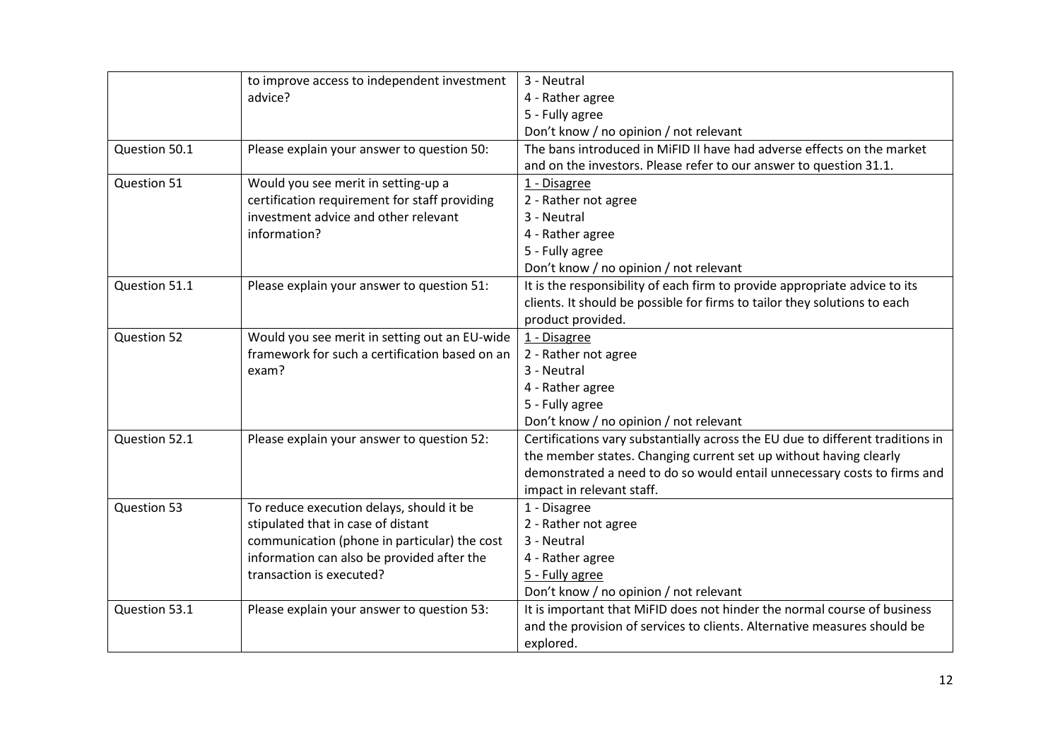| | | |
|---|---|---|
| | to improve access to independent investment advice? | 3 - Neutral<br>4 - Rather agree<br>5 - Fully agree<br>Don't know / no opinion / not relevant |
| Question 50.1 | Please explain your answer to question 50: | The bans introduced in MiFID II have had adverse effects on the market and on the investors. Please refer to our answer to question 31.1. |
| Question 51 | Would you see merit in setting-up a certification requirement for staff providing investment advice and other relevant information? | <u>1 - Disagree</u><br>2 - Rather not agree<br>3 - Neutral<br>4 - Rather agree<br>5 - Fully agree<br>Don't know / no opinion / not relevant |
| Question 51.1 | Please explain your answer to question 51: | It is the responsibility of each firm to provide appropriate advice to its clients. It should be possible for firms to tailor they solutions to each product provided. |
| Question 52 | Would you see merit in setting out an EU-wide framework for such a certification based on an exam? | <u>1 - Disagree</u><br>2 - Rather not agree<br>3 - Neutral<br>4 - Rather agree<br>5 - Fully agree<br>Don't know / no opinion / not relevant |
| Question 52.1 | Please explain your answer to question 52: | Certifications vary substantially across the EU due to different traditions in the member states. Changing current set up without having clearly demonstrated a need to do so would entail unnecessary costs to firms and impact in relevant staff. |
| Question 53 | To reduce execution delays, should it be stipulated that in case of distant communication (phone in particular) the cost information can also be provided after the transaction is executed? | 1 - Disagree<br>2 - Rather not agree<br>3 - Neutral<br>4 - Rather agree<br><u>5 - Fully agree</u><br>Don't know / no opinion / not relevant |
| Question 53.1 | Please explain your answer to question 53: | It is important that MiFID does not hinder the normal course of business and the provision of services to clients. Alternative measures should be explored. |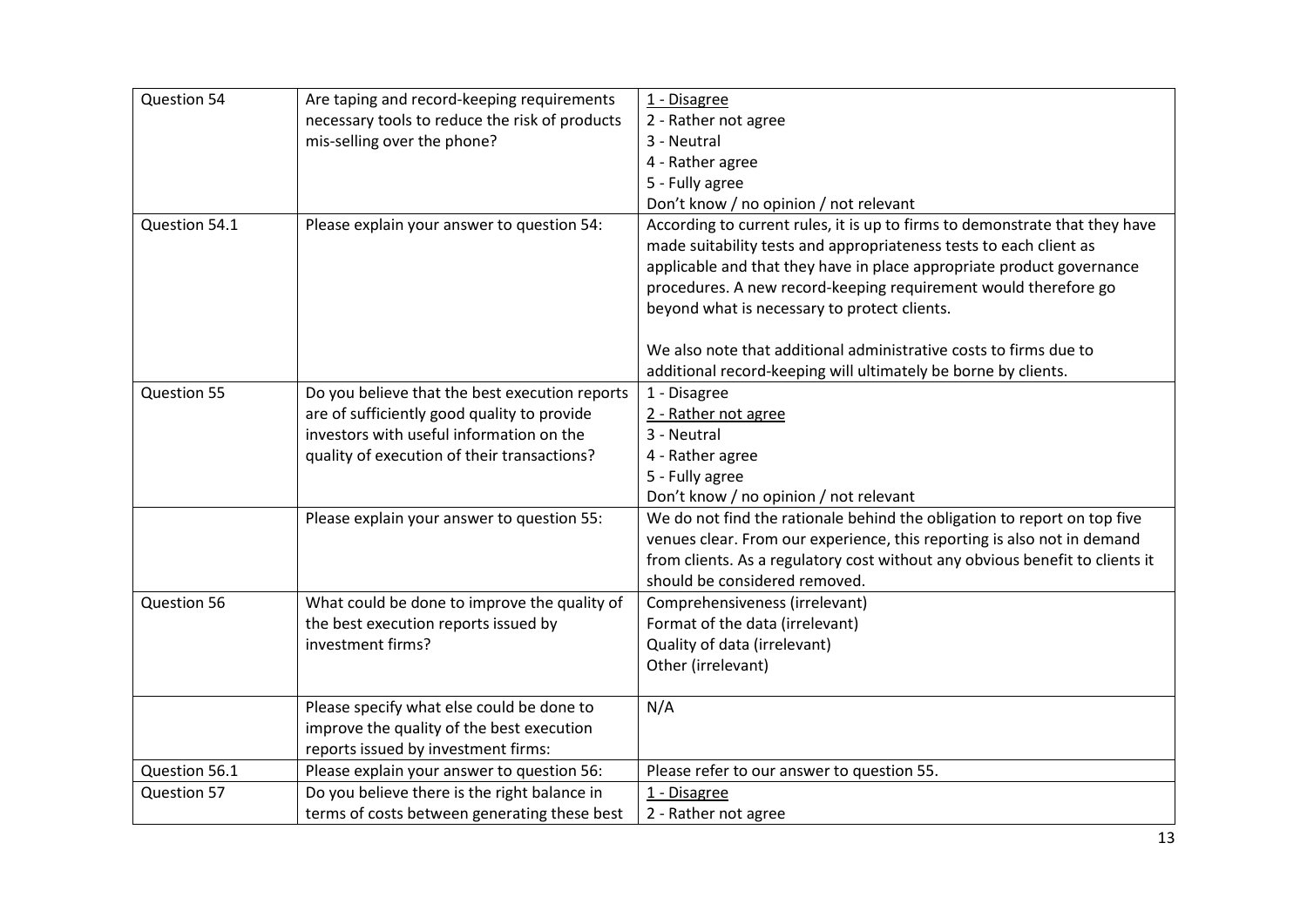| | | |
|---|---|---|
| Question 54 | Are taping and record-keeping requirements necessary tools to reduce the risk of products mis-selling over the phone? | <u>1 - Disagree</u><br>2 - Rather not agree<br>3 - Neutral<br>4 - Rather agree<br>5 - Fully agree<br>Don't know / no opinion / not relevant |
| Question 54.1 | Please explain your answer to question 54: | According to current rules, it is up to firms to demonstrate that they have made suitability tests and appropriateness tests to each client as applicable and that they have in place appropriate product governance procedures. A new record-keeping requirement would therefore go beyond what is necessary to protect clients.<br><br>We also note that additional administrative costs to firms due to additional record-keeping will ultimately be borne by clients. |
| Question 55 | Do you believe that the best execution reports are of sufficiently good quality to provide investors with useful information on the quality of execution of their transactions? | 1 - Disagree<br><u>2 - Rather not agree</u><br>3 - Neutral<br>4 - Rather agree<br>5 - Fully agree<br>Don't know / no opinion / not relevant |
| | Please explain your answer to question 55: | We do not find the rationale behind the obligation to report on top five venues clear. From our experience, this reporting is also not in demand from clients. As a regulatory cost without any obvious benefit to clients it should be considered removed. |
| Question 56 | What could be done to improve the quality of the best execution reports issued by investment firms? | Comprehensiveness (irrelevant)<br>Format of the data (irrelevant)<br>Quality of data (irrelevant)<br>Other (irrelevant) |
| | Please specify what else could be done to improve the quality of the best execution reports issued by investment firms: | N/A |
| Question 56.1 | Please explain your answer to question 56: | Please refer to our answer to question 55. |
| Question 57 | Do you believe there is the right balance in terms of costs between generating these best | <u>1 - Disagree</u><br>2 - Rather not agree |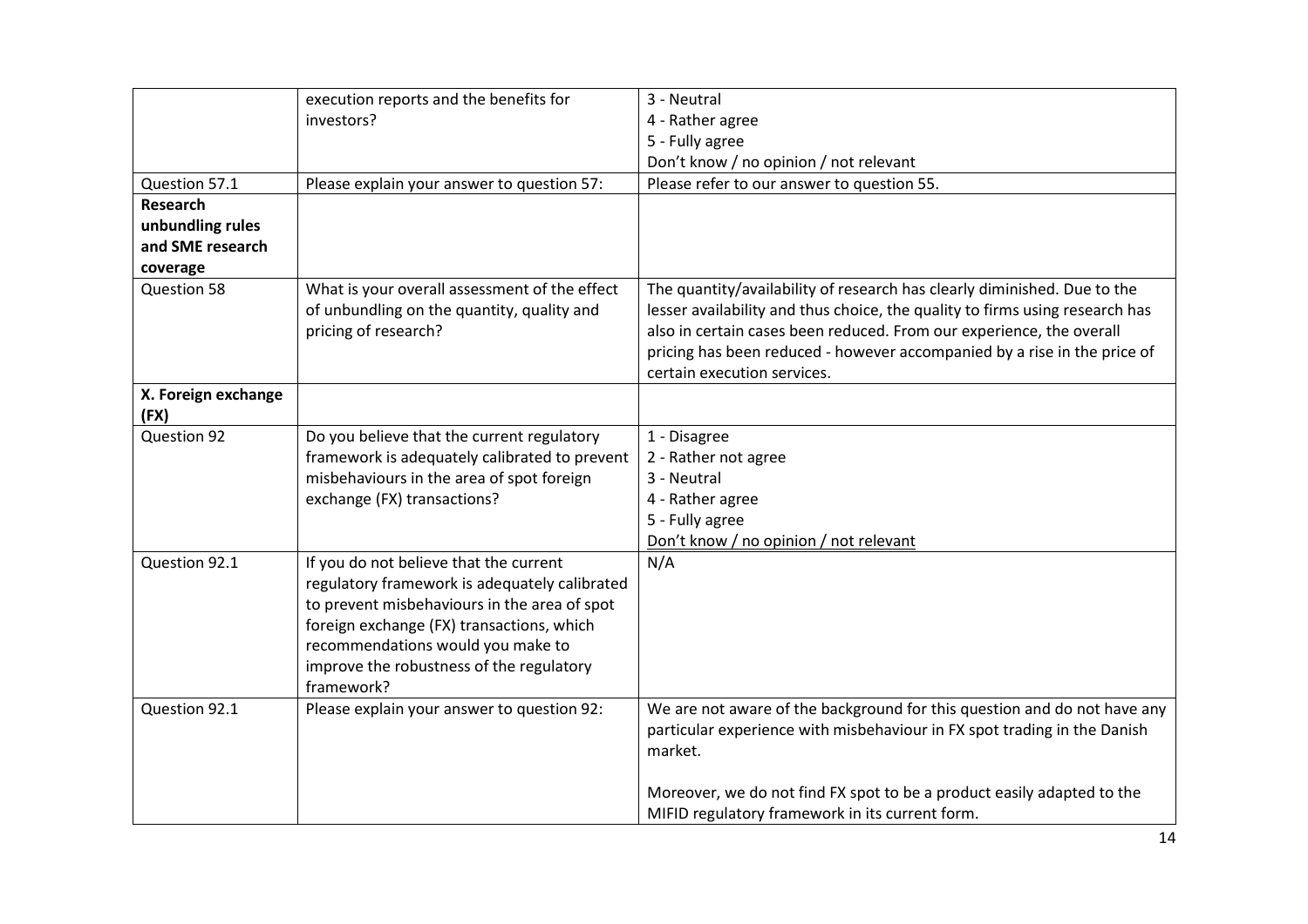| | | |
|---|---|---|
| | execution reports and the benefits for investors? | 3 - Neutral<br>4 - Rather agree<br>5 - Fully agree<br>Don't know / no opinion / not relevant |
| Question 57.1 | Please explain your answer to question 57: | Please refer to our answer to question 55. |
| **Research unbundling rules and SME research coverage** | | |
| Question 58 | What is your overall assessment of the effect of unbundling on the quantity, quality and pricing of research? | The quantity/availability of research has clearly diminished. Due to the lesser availability and thus choice, the quality to firms using research has also in certain cases been reduced. From our experience, the overall pricing has been reduced - however accompanied by a rise in the price of certain execution services. |
| **X. Foreign exchange (FX)** | | |
| Question 92 | Do you believe that the current regulatory framework is adequately calibrated to prevent misbehaviours in the area of spot foreign exchange (FX) transactions? | 1 - Disagree<br>2 - Rather not agree<br>3 - Neutral<br>4 - Rather agree<br>5 - Fully agree<br>Don't know / no opinion / not relevant |
| Question 92.1 | If you do not believe that the current regulatory framework is adequately calibrated to prevent misbehaviours in the area of spot foreign exchange (FX) transactions, which recommendations would you make to improve the robustness of the regulatory framework? | N/A |
| Question 92.1 | Please explain your answer to question 92: | We are not aware of the background for this question and do not have any particular experience with misbehaviour in FX spot trading in the Danish market.<br><br>Moreover, we do not find FX spot to be a product easily adapted to the MIFID regulatory framework in its current form. |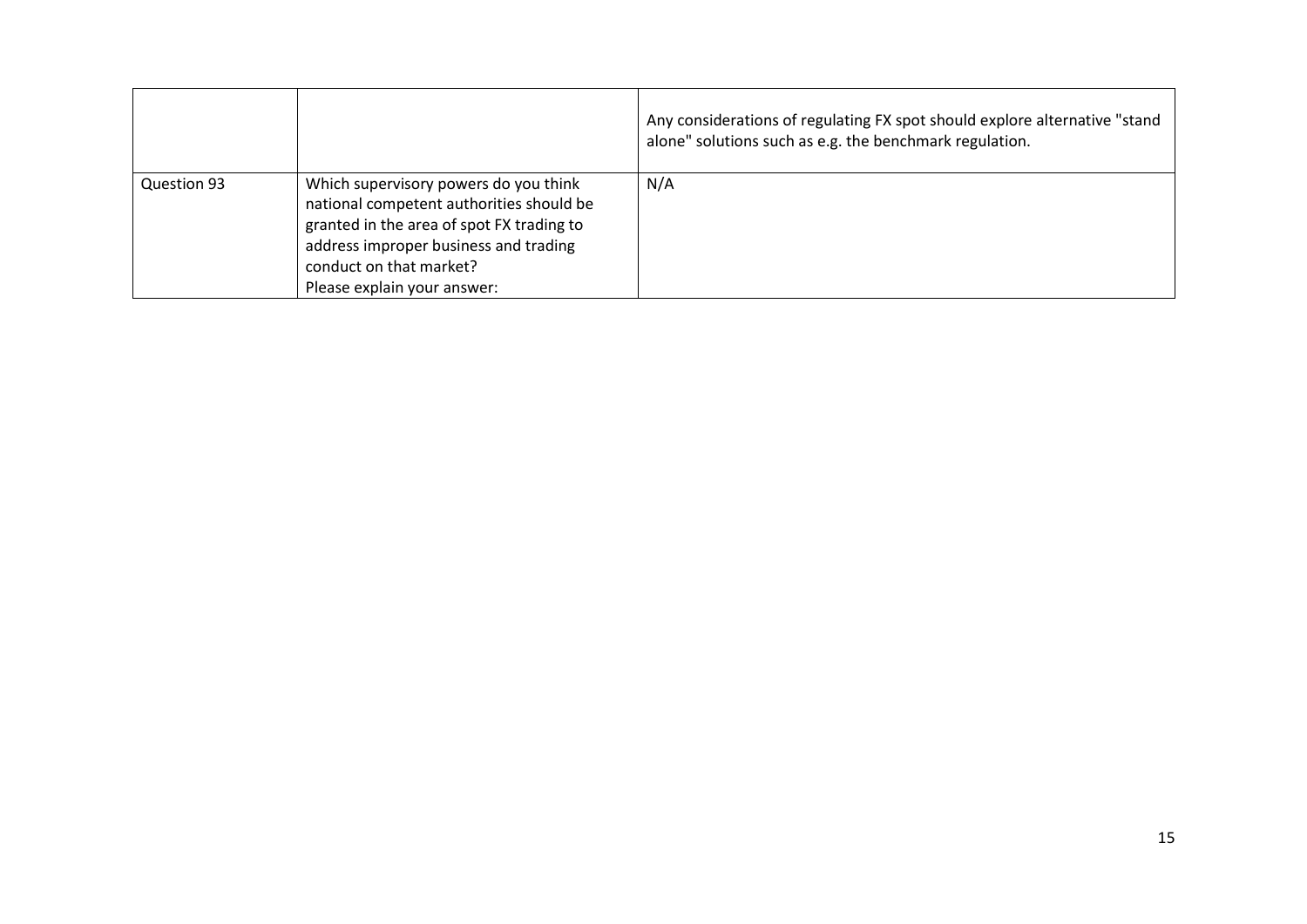| | | |
|---|---|---|
| | | Any considerations of regulating FX spot should explore alternative "stand alone" solutions such as e.g. the benchmark regulation. |
| Question 93 | Which supervisory powers do you think national competent authorities should be granted in the area of spot FX trading to address improper business and trading conduct on that market?<br>Please explain your answer: | N/A |